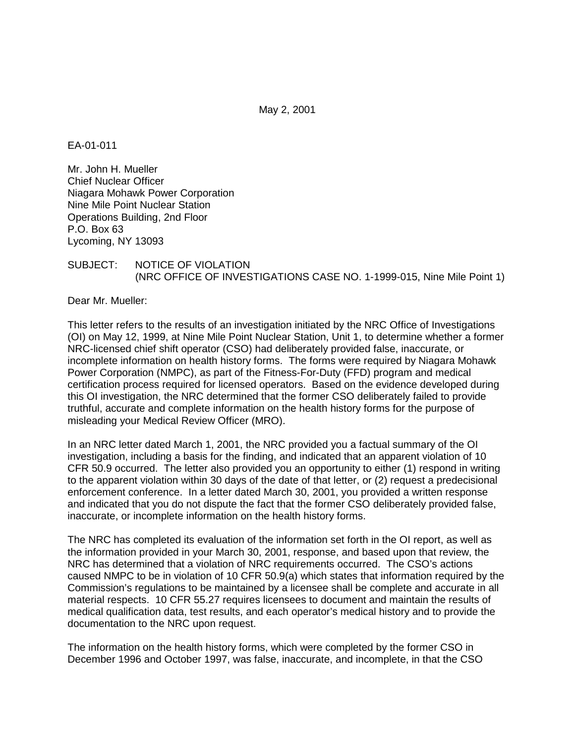May 2, 2001

EA-01-011

Mr. John H. Mueller
Chief Nuclear Officer
Niagara Mohawk Power Corporation
Nine Mile Point Nuclear Station
Operations Building, 2nd Floor
P.O. Box 63
Lycoming, NY 13093

SUBJECT: NOTICE OF VIOLATION
(NRC OFFICE OF INVESTIGATIONS CASE NO. 1-1999-015, Nine Mile Point 1)

Dear Mr. Mueller:

This letter refers to the results of an investigation initiated by the NRC Office of Investigations (OI) on May 12, 1999, at Nine Mile Point Nuclear Station, Unit 1, to determine whether a former NRC-licensed chief shift operator (CSO) had deliberately provided false, inaccurate, or incomplete information on health history forms. The forms were required by Niagara Mohawk Power Corporation (NMPC), as part of the Fitness-For-Duty (FFD) program and medical certification process required for licensed operators. Based on the evidence developed during this OI investigation, the NRC determined that the former CSO deliberately failed to provide truthful, accurate and complete information on the health history forms for the purpose of misleading your Medical Review Officer (MRO).

In an NRC letter dated March 1, 2001, the NRC provided you a factual summary of the OI investigation, including a basis for the finding, and indicated that an apparent violation of 10 CFR 50.9 occurred. The letter also provided you an opportunity to either (1) respond in writing to the apparent violation within 30 days of the date of that letter, or (2) request a predecisional enforcement conference. In a letter dated March 30, 2001, you provided a written response and indicated that you do not dispute the fact that the former CSO deliberately provided false, inaccurate, or incomplete information on the health history forms.

The NRC has completed its evaluation of the information set forth in the OI report, as well as the information provided in your March 30, 2001, response, and based upon that review, the NRC has determined that a violation of NRC requirements occurred. The CSO's actions caused NMPC to be in violation of 10 CFR 50.9(a) which states that information required by the Commission's regulations to be maintained by a licensee shall be complete and accurate in all material respects. 10 CFR 55.27 requires licensees to document and maintain the results of medical qualification data, test results, and each operator's medical history and to provide the documentation to the NRC upon request.

The information on the health history forms, which were completed by the former CSO in December 1996 and October 1997, was false, inaccurate, and incomplete, in that the CSO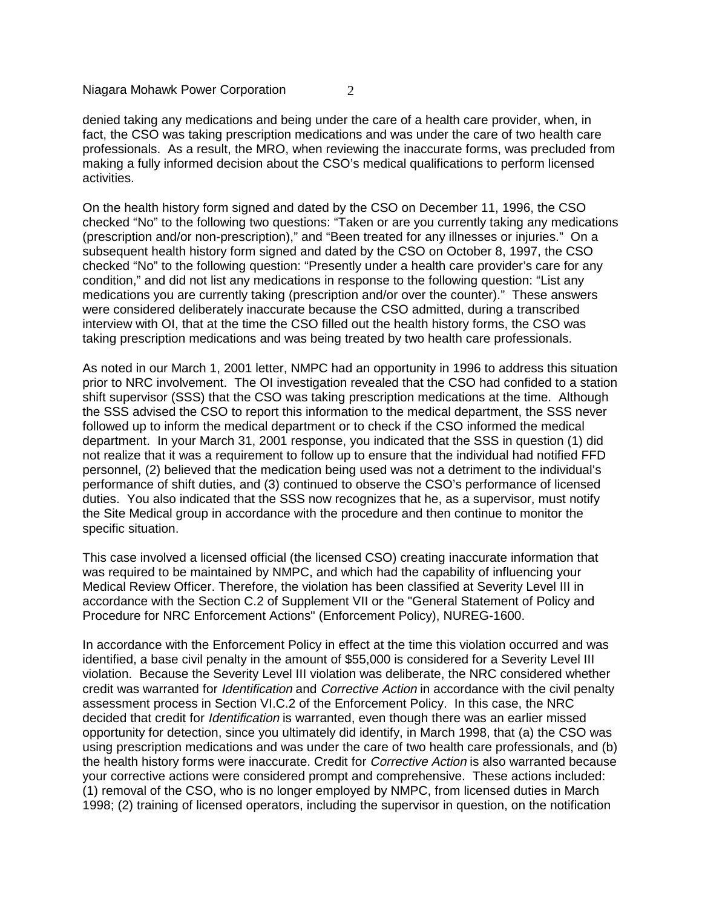denied taking any medications and being under the care of a health care provider, when, in fact, the CSO was taking prescription medications and was under the care of two health care professionals. As a result, the MRO, when reviewing the inaccurate forms, was precluded from making a fully informed decision about the CSO's medical qualifications to perform licensed activities.

On the health history form signed and dated by the CSO on December 11, 1996, the CSO checked "No" to the following two questions: "Taken or are you currently taking any medications (prescription and/or non-prescription)," and "Been treated for any illnesses or injuries." On a subsequent health history form signed and dated by the CSO on October 8, 1997, the CSO checked "No" to the following question: "Presently under a health care provider's care for any condition," and did not list any medications in response to the following question: "List any medications you are currently taking (prescription and/or over the counter)." These answers were considered deliberately inaccurate because the CSO admitted, during a transcribed interview with OI, that at the time the CSO filled out the health history forms, the CSO was taking prescription medications and was being treated by two health care professionals.

As noted in our March 1, 2001 letter, NMPC had an opportunity in 1996 to address this situation prior to NRC involvement. The OI investigation revealed that the CSO had confided to a station shift supervisor (SSS) that the CSO was taking prescription medications at the time. Although the SSS advised the CSO to report this information to the medical department, the SSS never followed up to inform the medical department or to check if the CSO informed the medical department. In your March 31, 2001 response, you indicated that the SSS in question (1) did not realize that it was a requirement to follow up to ensure that the individual had notified FFD personnel, (2) believed that the medication being used was not a detriment to the individual's performance of shift duties, and (3) continued to observe the CSO's performance of licensed duties. You also indicated that the SSS now recognizes that he, as a supervisor, must notify the Site Medical group in accordance with the procedure and then continue to monitor the specific situation.

This case involved a licensed official (the licensed CSO) creating inaccurate information that was required to be maintained by NMPC, and which had the capability of influencing your Medical Review Officer. Therefore, the violation has been classified at Severity Level III in accordance with the Section C.2 of Supplement VII or the "General Statement of Policy and Procedure for NRC Enforcement Actions" (Enforcement Policy), NUREG-1600.

In accordance with the Enforcement Policy in effect at the time this violation occurred and was identified, a base civil penalty in the amount of $55,000 is considered for a Severity Level III violation. Because the Severity Level III violation was deliberate, the NRC considered whether credit was warranted for *Identification* and *Corrective Action* in accordance with the civil penalty assessment process in Section VI.C.2 of the Enforcement Policy. In this case, the NRC decided that credit for *Identification* is warranted, even though there was an earlier missed opportunity for detection, since you ultimately did identify, in March 1998, that (a) the CSO was using prescription medications and was under the care of two health care professionals, and (b) the health history forms were inaccurate. Credit for *Corrective Action* is also warranted because your corrective actions were considered prompt and comprehensive. These actions included: (1) removal of the CSO, who is no longer employed by NMPC, from licensed duties in March 1998; (2) training of licensed operators, including the supervisor in question, on the notification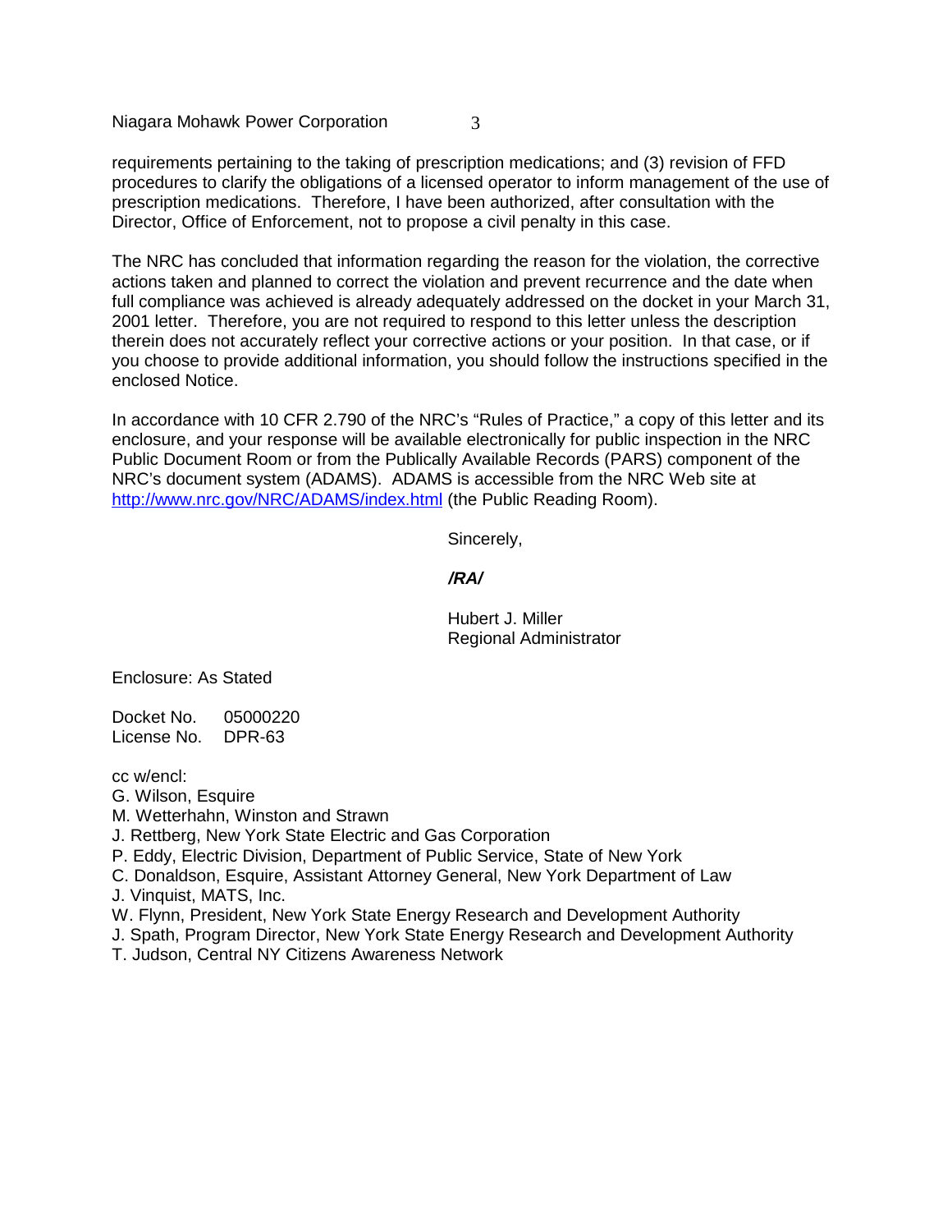requirements pertaining to the taking of prescription medications; and (3) revision of FFD procedures to clarify the obligations of a licensed operator to inform management of the use of prescription medications. Therefore, I have been authorized, after consultation with the Director, Office of Enforcement, not to propose a civil penalty in this case.

The NRC has concluded that information regarding the reason for the violation, the corrective actions taken and planned to correct the violation and prevent recurrence and the date when full compliance was achieved is already adequately addressed on the docket in your March 31, 2001 letter. Therefore, you are not required to respond to this letter unless the description therein does not accurately reflect your corrective actions or your position. In that case, or if you choose to provide additional information, you should follow the instructions specified in the enclosed Notice.

In accordance with 10 CFR 2.790 of the NRC's "Rules of Practice," a copy of this letter and its enclosure, and your response will be available electronically for public inspection in the NRC Public Document Room or from the Publically Available Records (PARS) component of the NRC's document system (ADAMS). ADAMS is accessible from the NRC Web site at http://www.nrc.gov/NRC/ADAMS/index.html (the Public Reading Room).

Sincerely,

***/RA/***

Hubert J. Miller
Regional Administrator

Enclosure: As Stated

Docket No. 05000220
License No. DPR-63

cc w/encl:
G. Wilson, Esquire
M. Wetterhahn, Winston and Strawn
J. Rettberg, New York State Electric and Gas Corporation
P. Eddy, Electric Division, Department of Public Service, State of New York
C. Donaldson, Esquire, Assistant Attorney General, New York Department of Law
J. Vinquist, MATS, Inc.
W. Flynn, President, New York State Energy Research and Development Authority
J. Spath, Program Director, New York State Energy Research and Development Authority
T. Judson, Central NY Citizens Awareness Network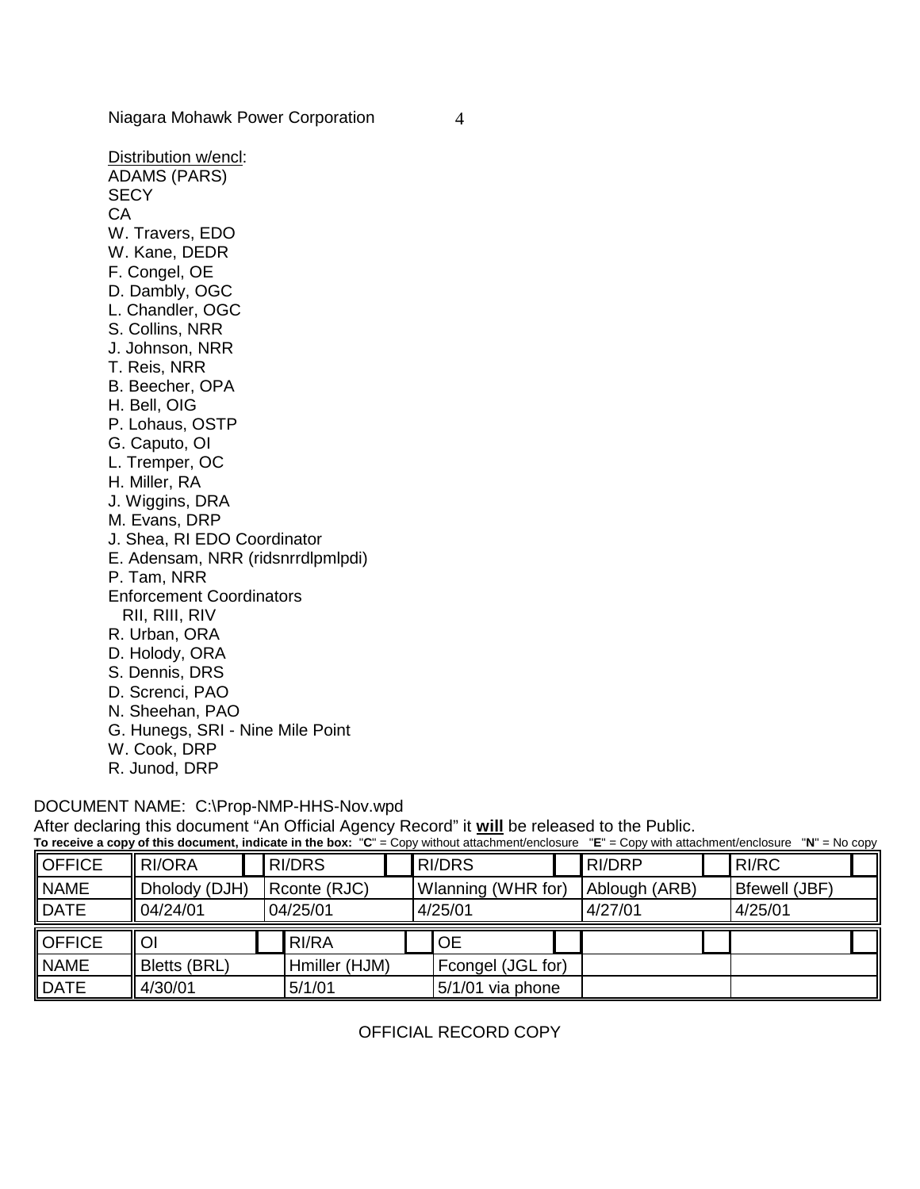Niagara Mohawk Power Corporation

Distribution w/encl:
ADAMS (PARS)
SECY
CA
W. Travers, EDO
W. Kane, DEDR
F. Congel, OE
D. Dambly, OGC
L. Chandler, OGC
S. Collins, NRR
J. Johnson, NRR
T. Reis, NRR
B. Beecher, OPA
H. Bell, OIG
P. Lohaus, OSTP
G. Caputo, OI
L. Tremper, OC
H. Miller, RA
J. Wiggins, DRA
M. Evans, DRP
J. Shea, RI EDO Coordinator
E. Adensam, NRR (ridsnrrdlpmlpdi)
P. Tam, NRR
Enforcement Coordinators
  RII, RIII, RIV
R. Urban, ORA
D. Holody, ORA
S. Dennis, DRS
D. Screnci, PAO
N. Sheehan, PAO
G. Hunegs, SRI - Nine Mile Point
W. Cook, DRP
R. Junod, DRP

DOCUMENT NAME: C:\Prop-NMP-HHS-Nov.wpd
After declaring this document "An Official Agency Record" it **will** be released to the Public.
**To receive a copy of this document, indicate in the box:** "**C**" = Copy without attachment/enclosure "**E**" = Copy with attachment/enclosure "**N**" = No copy

| OFFICE | RI/ORA | RI/DRS | RI/DRS | RI/DRP | RI/RC |
|---|---|---|---|---|---|
| NAME | Dholody (DJH) | Rconte (RJC) | Wlanning (WHR for) | Ablough (ARB) | Bfewell (JBF) |
| DATE | 04/24/01 | 04/25/01 | 4/25/01 | 4/27/01 | 4/25/01 |

| OFFICE | OI | RI/RA | OE | | |
|---|---|---|---|---|---|
| NAME | Bletts (BRL) | Hmiller (HJM) | Fcongel (JGL for) | | |
| DATE | 4/30/01 | 5/1/01 | 5/1/01 via phone | | |

OFFICIAL RECORD COPY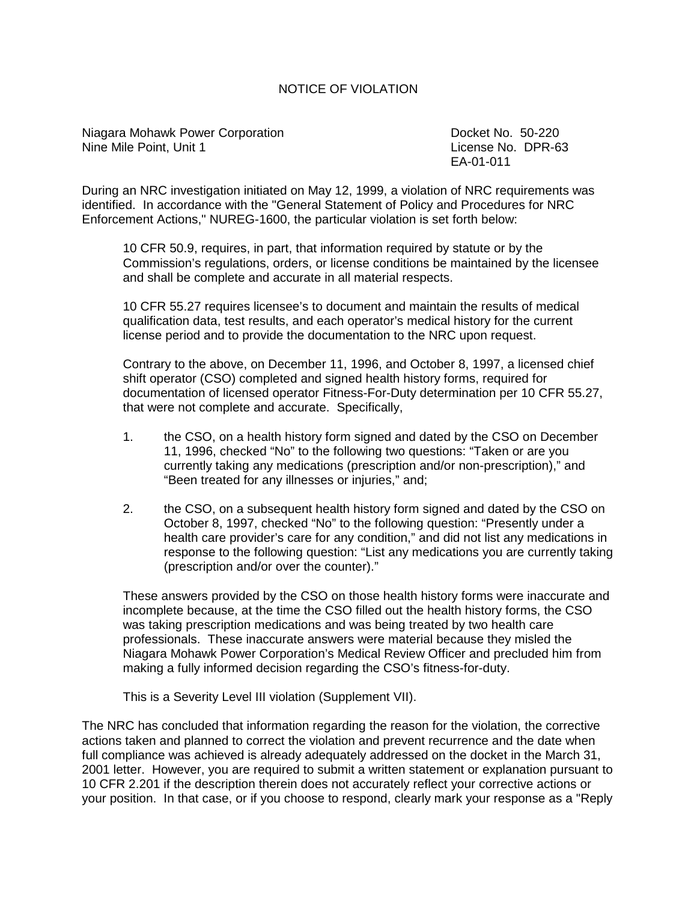# NOTICE OF VIOLATION

Niagara Mohawk Power Corporation
Nine Mile Point, Unit 1

Docket No. 50-220
License No. DPR-63
EA-01-011

During an NRC investigation initiated on May 12, 1999, a violation of NRC requirements was identified. In accordance with the "General Statement of Policy and Procedures for NRC Enforcement Actions," NUREG-1600, the particular violation is set forth below:

> 10 CFR 50.9, requires, in part, that information required by statute or by the Commission's regulations, orders, or license conditions be maintained by the licensee and shall be complete and accurate in all material respects.
>
> 10 CFR 55.27 requires licensee's to document and maintain the results of medical qualification data, test results, and each operator's medical history for the current license period and to provide the documentation to the NRC upon request.
>
> Contrary to the above, on December 11, 1996, and October 8, 1997, a licensed chief shift operator (CSO) completed and signed health history forms, required for documentation of licensed operator Fitness-For-Duty determination per 10 CFR 55.27, that were not complete and accurate. Specifically,
>
> 1. the CSO, on a health history form signed and dated by the CSO on December 11, 1996, checked "No" to the following two questions: "Taken or are you currently taking any medications (prescription and/or non-prescription)," and "Been treated for any illnesses or injuries," and;
>
> 2. the CSO, on a subsequent health history form signed and dated by the CSO on October 8, 1997, checked "No" to the following question: "Presently under a health care provider's care for any condition," and did not list any medications in response to the following question: "List any medications you are currently taking (prescription and/or over the counter)."
>
> These answers provided by the CSO on those health history forms were inaccurate and incomplete because, at the time the CSO filled out the health history forms, the CSO was taking prescription medications and was being treated by two health care professionals. These inaccurate answers were material because they misled the Niagara Mohawk Power Corporation's Medical Review Officer and precluded him from making a fully informed decision regarding the CSO's fitness-for-duty.
>
> This is a Severity Level III violation (Supplement VII).

The NRC has concluded that information regarding the reason for the violation, the corrective actions taken and planned to correct the violation and prevent recurrence and the date when full compliance was achieved is already adequately addressed on the docket in the March 31, 2001 letter. However, you are required to submit a written statement or explanation pursuant to 10 CFR 2.201 if the description therein does not accurately reflect your corrective actions or your position. In that case, or if you choose to respond, clearly mark your response as a "Reply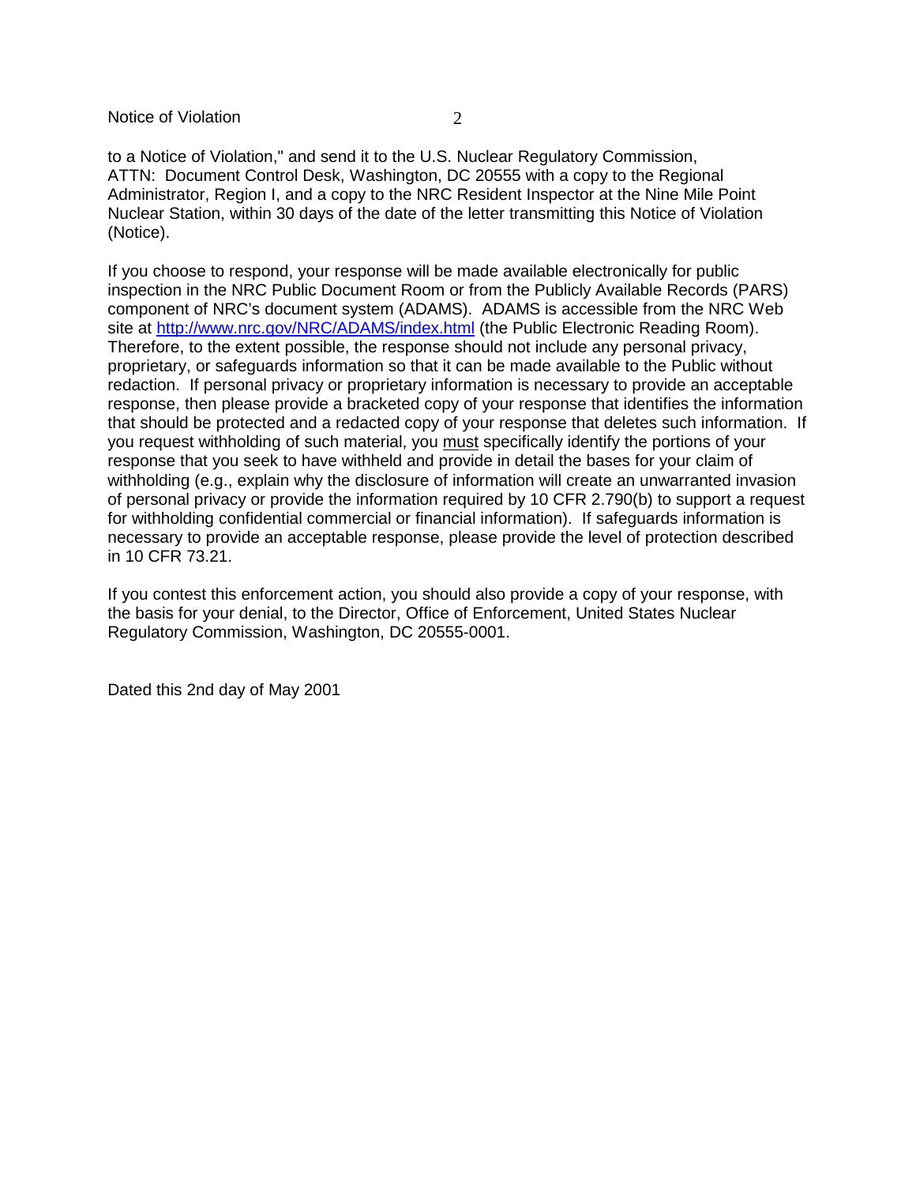to a Notice of Violation," and send it to the U.S. Nuclear Regulatory Commission, ATTN: Document Control Desk, Washington, DC 20555 with a copy to the Regional Administrator, Region I, and a copy to the NRC Resident Inspector at the Nine Mile Point Nuclear Station, within 30 days of the date of the letter transmitting this Notice of Violation (Notice).

If you choose to respond, your response will be made available electronically for public inspection in the NRC Public Document Room or from the Publicly Available Records (PARS) component of NRC's document system (ADAMS). ADAMS is accessible from the NRC Web site at http://www.nrc.gov/NRC/ADAMS/index.html (the Public Electronic Reading Room). Therefore, to the extent possible, the response should not include any personal privacy, proprietary, or safeguards information so that it can be made available to the Public without redaction. If personal privacy or proprietary information is necessary to provide an acceptable response, then please provide a bracketed copy of your response that identifies the information that should be protected and a redacted copy of your response that deletes such information. If you request withholding of such material, you must specifically identify the portions of your response that you seek to have withheld and provide in detail the bases for your claim of withholding (e.g., explain why the disclosure of information will create an unwarranted invasion of personal privacy or provide the information required by 10 CFR 2.790(b) to support a request for withholding confidential commercial or financial information). If safeguards information is necessary to provide an acceptable response, please provide the level of protection described in 10 CFR 73.21.

If you contest this enforcement action, you should also provide a copy of your response, with the basis for your denial, to the Director, Office of Enforcement, United States Nuclear Regulatory Commission, Washington, DC 20555-0001.

Dated this 2nd day of May 2001